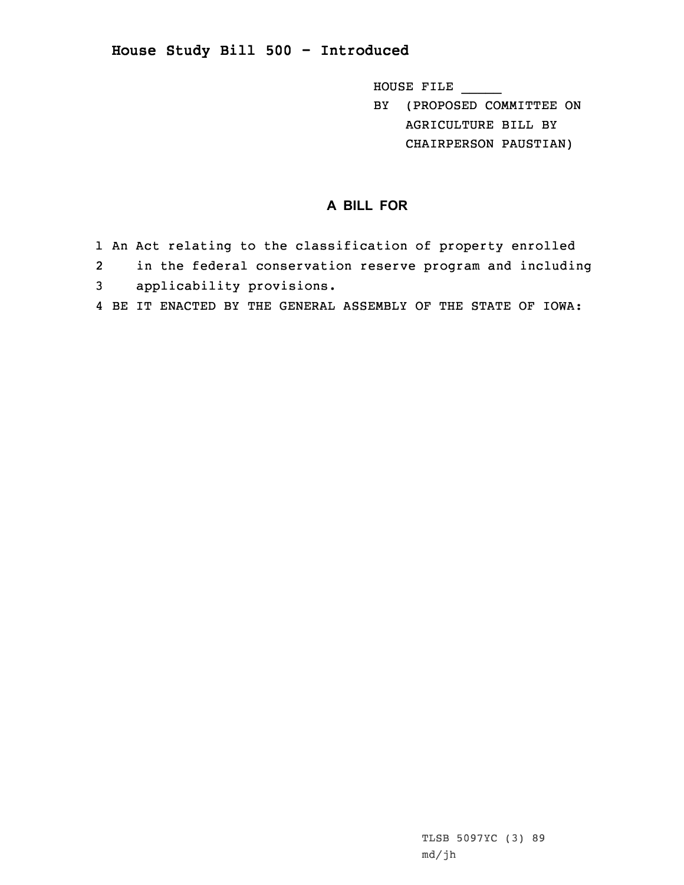# House Study Bill 500 - Introduced

HOUSE FILE _____

BY (PROPOSED COMMITTEE ON AGRICULTURE BILL BY CHAIRPERSON PAUSTIAN)

## A BILL FOR

1 An Act relating to the classification of property enrolled
2 in the federal conservation reserve program and including
3 applicability provisions.
4 BE IT ENACTED BY THE GENERAL ASSEMBLY OF THE STATE OF IOWA:

TLSB 5097YC (3) 89
md/jh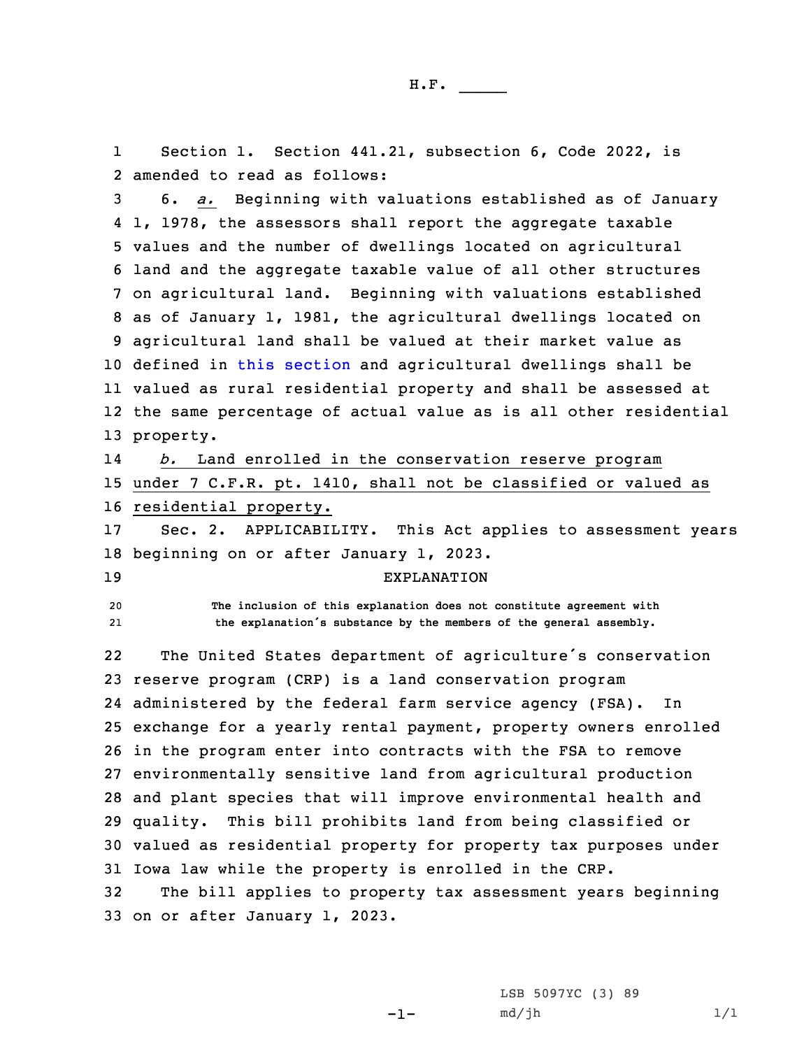H.F. _____

Section 1. Section 441.21, subsection 6, Code 2022, is amended to read as follows:

6. *a.* Beginning with valuations established as of January 1, 1978, the assessors shall report the aggregate taxable values and the number of dwellings located on agricultural land and the aggregate taxable value of all other structures on agricultural land. Beginning with valuations established as of January 1, 1981, the agricultural dwellings located on agricultural land shall be valued at their market value as defined in this section and agricultural dwellings shall be valued as rural residential property and shall be assessed at the same percentage of actual value as is all other residential property.

*b.* Land enrolled in the conservation reserve program under 7 C.F.R. pt. 1410, shall not be classified or valued as residential property.

Sec. 2. APPLICABILITY. This Act applies to assessment years beginning on or after January 1, 2023.

EXPLANATION

The inclusion of this explanation does not constitute agreement with the explanation's substance by the members of the general assembly.

The United States department of agriculture's conservation reserve program (CRP) is a land conservation program administered by the federal farm service agency (FSA). In exchange for a yearly rental payment, property owners enrolled in the program enter into contracts with the FSA to remove environmentally sensitive land from agricultural production and plant species that will improve environmental health and quality. This bill prohibits land from being classified or valued as residential property for property tax purposes under Iowa law while the property is enrolled in the CRP.

The bill applies to property tax assessment years beginning on or after January 1, 2023.

LSB 5097YC (3) 89
md/jh